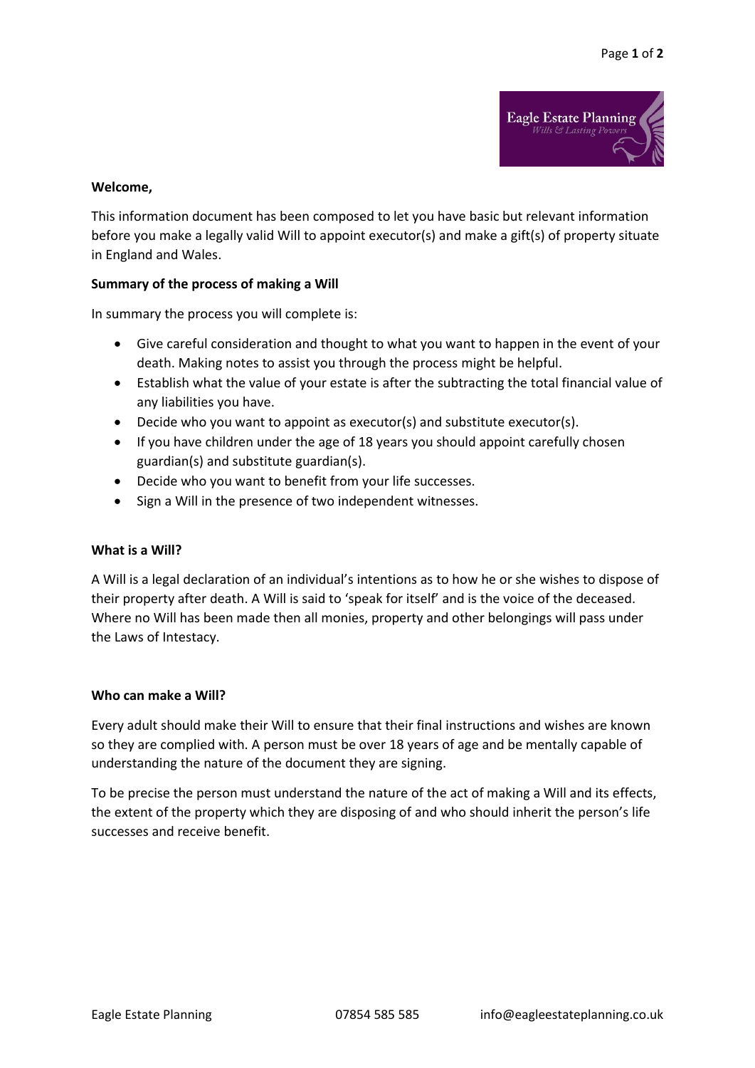**Welcome,**

This information document has been composed to let you have basic but relevant information before you make a legally valid Will to appoint executor(s) and make a gift(s) of property situate in England and Wales.

**Summary of the process of making a Will**

In summary the process you will complete is:

- Give careful consideration and thought to what you want to happen in the event of your death. Making notes to assist you through the process might be helpful.
- Establish what the value of your estate is after the subtracting the total financial value of any liabilities you have.
- Decide who you want to appoint as executor(s) and substitute executor(s).
- If you have children under the age of 18 years you should appoint carefully chosen guardian(s) and substitute guardian(s).
- Decide who you want to benefit from your life successes.
- Sign a Will in the presence of two independent witnesses.

**What is a Will?**

A Will is a legal declaration of an individual's intentions as to how he or she wishes to dispose of their property after death. A Will is said to 'speak for itself' and is the voice of the deceased. Where no Will has been made then all monies, property and other belongings will pass under the Laws of Intestacy.

**Who can make a Will?**

Every adult should make their Will to ensure that their final instructions and wishes are known so they are complied with. A person must be over 18 years of age and be mentally capable of understanding the nature of the document they are signing.

To be precise the person must understand the nature of the act of making a Will and its effects, the extent of the property which they are disposing of and who should inherit the person's life successes and receive benefit.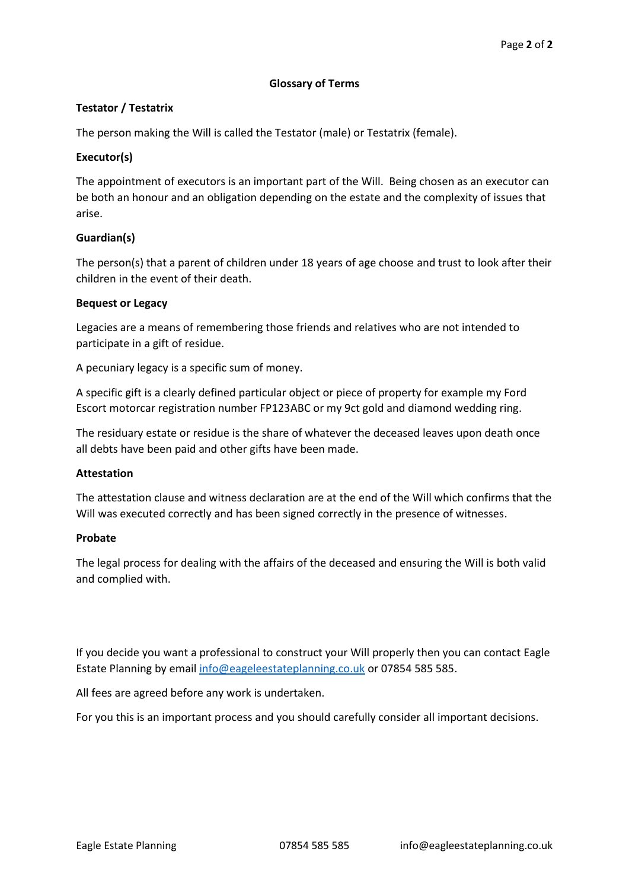## Glossary of Terms

### Testator / Testatrix

The person making the Will is called the Testator (male) or Testatrix (female).

### Executor(s)

The appointment of executors is an important part of the Will. Being chosen as an executor can be both an honour and an obligation depending on the estate and the complexity of issues that arise.

### Guardian(s)

The person(s) that a parent of children under 18 years of age choose and trust to look after their children in the event of their death.

### Bequest or Legacy

Legacies are a means of remembering those friends and relatives who are not intended to participate in a gift of residue.

A pecuniary legacy is a specific sum of money.

A specific gift is a clearly defined particular object or piece of property for example my Ford Escort motorcar registration number FP123ABC or my 9ct gold and diamond wedding ring.

The residuary estate or residue is the share of whatever the deceased leaves upon death once all debts have been paid and other gifts have been made.

### Attestation

The attestation clause and witness declaration are at the end of the Will which confirms that the Will was executed correctly and has been signed correctly in the presence of witnesses.

### Probate

The legal process for dealing with the affairs of the deceased and ensuring the Will is both valid and complied with.

If you decide you want a professional to construct your Will properly then you can contact Eagle Estate Planning by email info@eagleestateplanning.co.uk or 07854 585 585.

All fees are agreed before any work is undertaken.

For you this is an important process and you should carefully consider all important decisions.